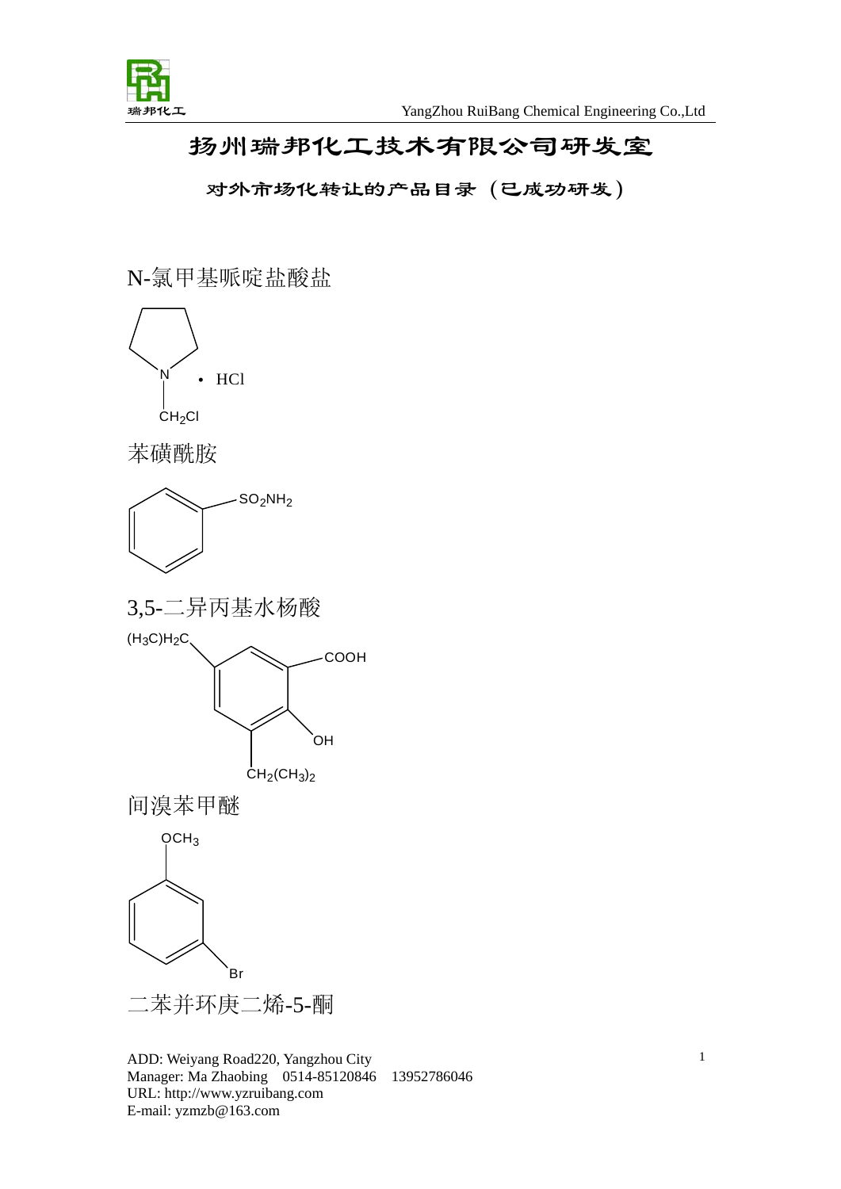# 扬州瑞邦化工技术有限公司研发室

## 对外市场化转让的产品目录（已成功研发）

N-氯甲基哌啶盐酸盐

苯磺酰胺

3,5-二异丙基水杨酸

间溴苯甲醚

二苯并环庚二烯-5-酮

ADD: Weiyang Road220, Yangzhou City
Manager: Ma Zhaobing 0514-85120846 13952786046
URL: http://www.yzruibang.com
E-mail: yzmzb@163.com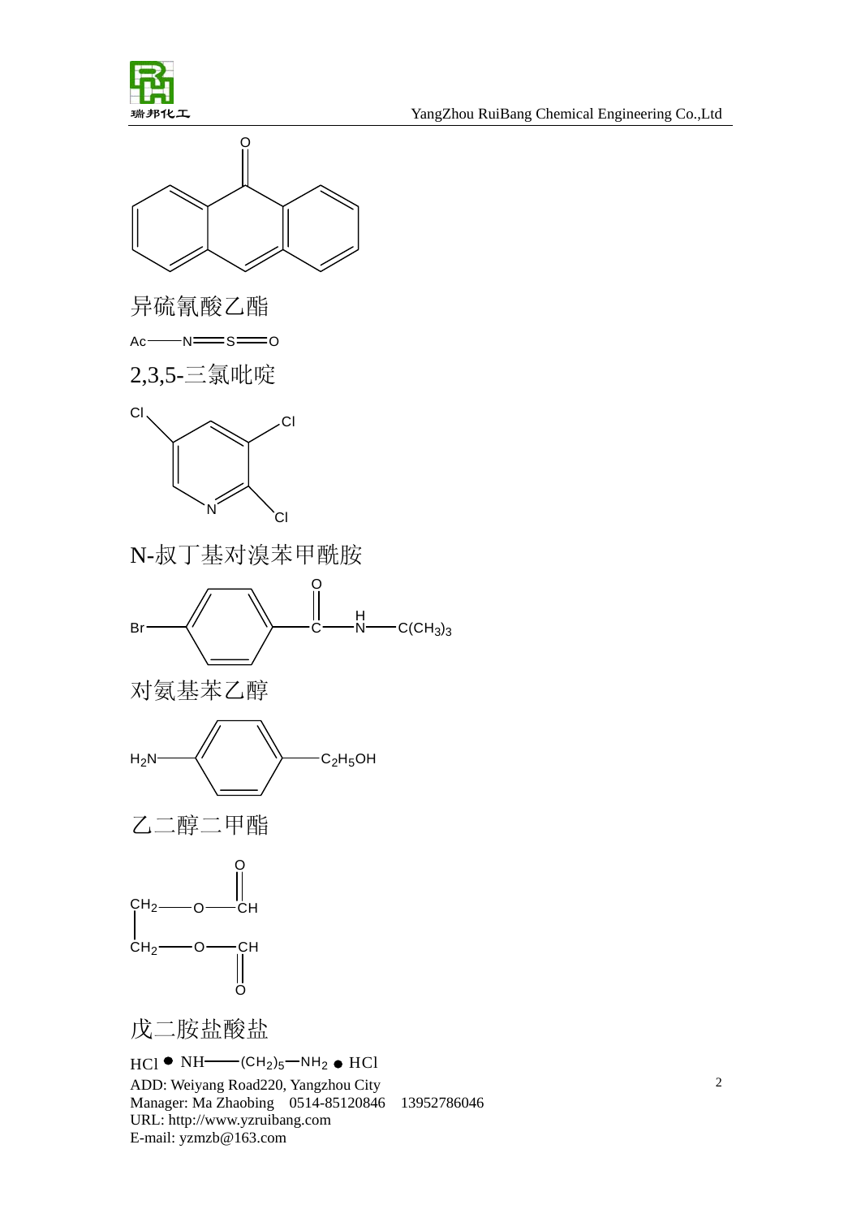异硫氰酸乙酯

Ac——N═S═O

2,3,5-三氯吡啶

N-叔丁基对溴苯甲酰胺

Br—C6H4—C(=O)—NH—C(CH3)3

对氨基苯乙醇

$H_2N$—C6H4—$C_2H_5OH$

乙二醇二甲酯

戊二胺盐酸盐

HCl ● NH——$(CH_2)_5$—$NH_2$ ● HCl

ADD: Weiyang Road220, Yangzhou City
Manager: Ma Zhaobing 0514-85120846 13952786046
URL: http://www.yzruibang.com
E-mail: yzmzb@163.com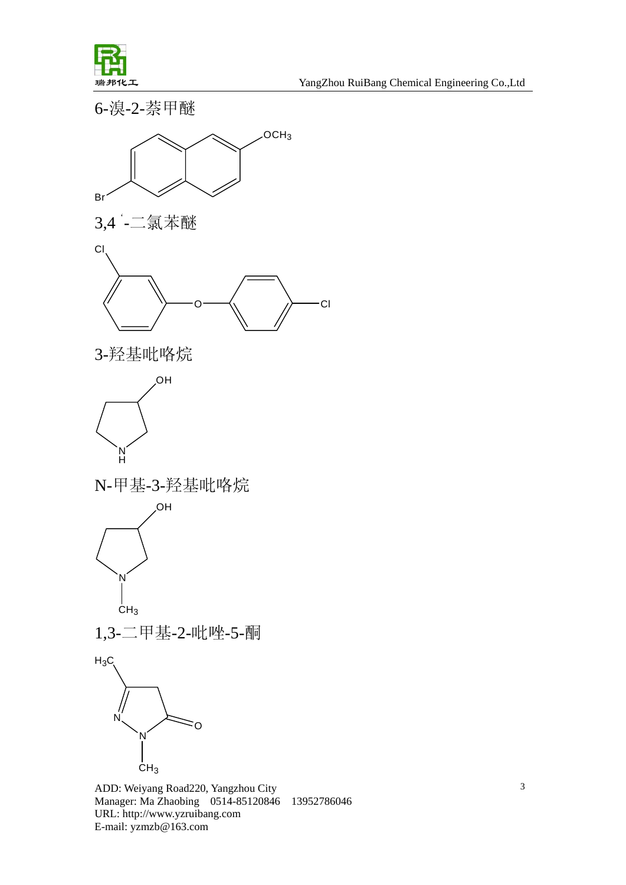6-溴-2-萘甲醚

$OCH_3$

Br

3,4ʹ-二氯苯醚

Cl

O

Cl

3-羟基吡咯烷

OH

N
H

N-甲基-3-羟基吡咯烷

OH

N

$CH_3$

1,3-二甲基-2-吡唑-5-酮

$H_3C$

N

N

O

$CH_3$

ADD: Weiyang Road220, Yangzhou City
Manager: Ma Zhaobing 0514-85120846 13952786046
URL: http://www.yzruibang.com
E-mail: yzmzb@163.com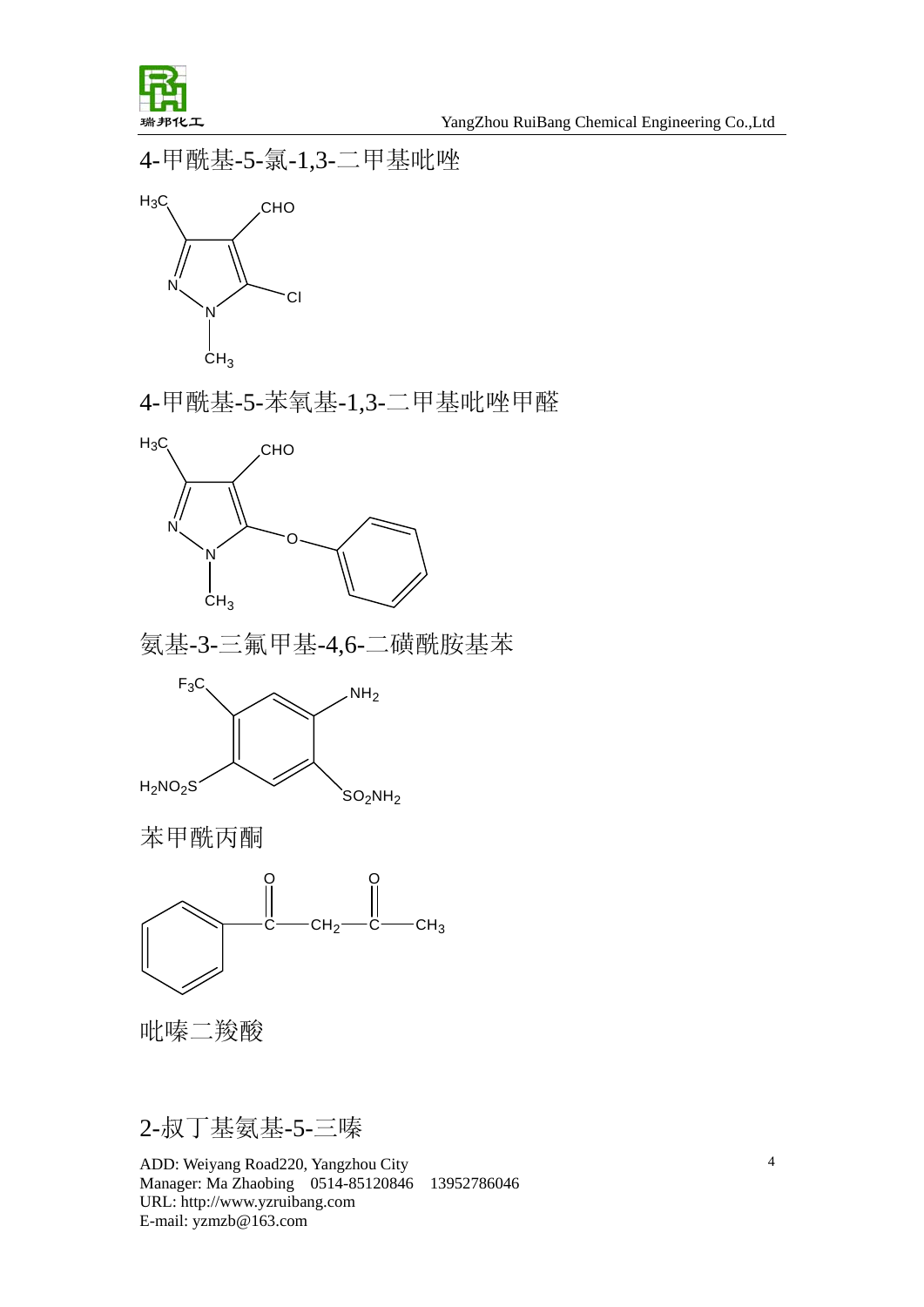4-甲酰基-5-氯-1,3-二甲基吡唑

4-甲酰基-5-苯氧基-1,3-二甲基吡唑甲醛

氨基-3-三氟甲基-4,6-二磺酰胺基苯

苯甲酰丙酮

吡嗪二羧酸

2-叔丁基氨基-5-三嗪

ADD: Weiyang Road220, Yangzhou City
Manager: Ma Zhaobing 0514-85120846 13952786046
URL: http://www.yzruibang.com
E-mail: yzmzb@163.com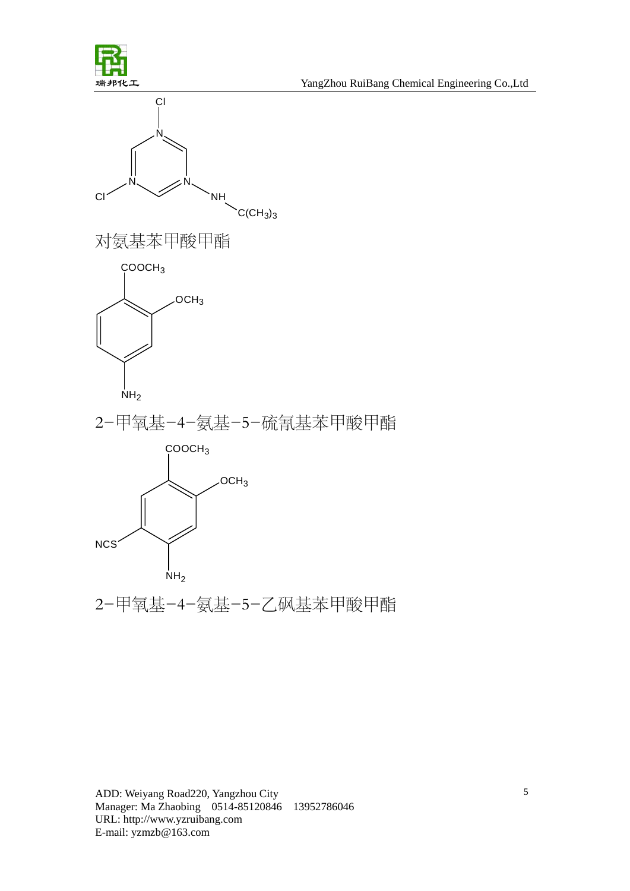Cl

N

N N

Cl NH

$C(CH_3)_3$

对氨基苯甲酸甲酯

$COOCH_3$

$OCH_3$

$NH_2$

2−甲氧基−4−氨基−5−硫氰基苯甲酸甲酯

$COOCH_3$

$OCH_3$

NCS

$NH_2$

2−甲氧基−4−氨基−5−乙砜基苯甲酸甲酯

ADD: Weiyang Road220, Yangzhou City
Manager: Ma Zhaobing 0514-85120846 13952786046
URL: http://www.yzruibang.com
E-mail: yzmzb@163.com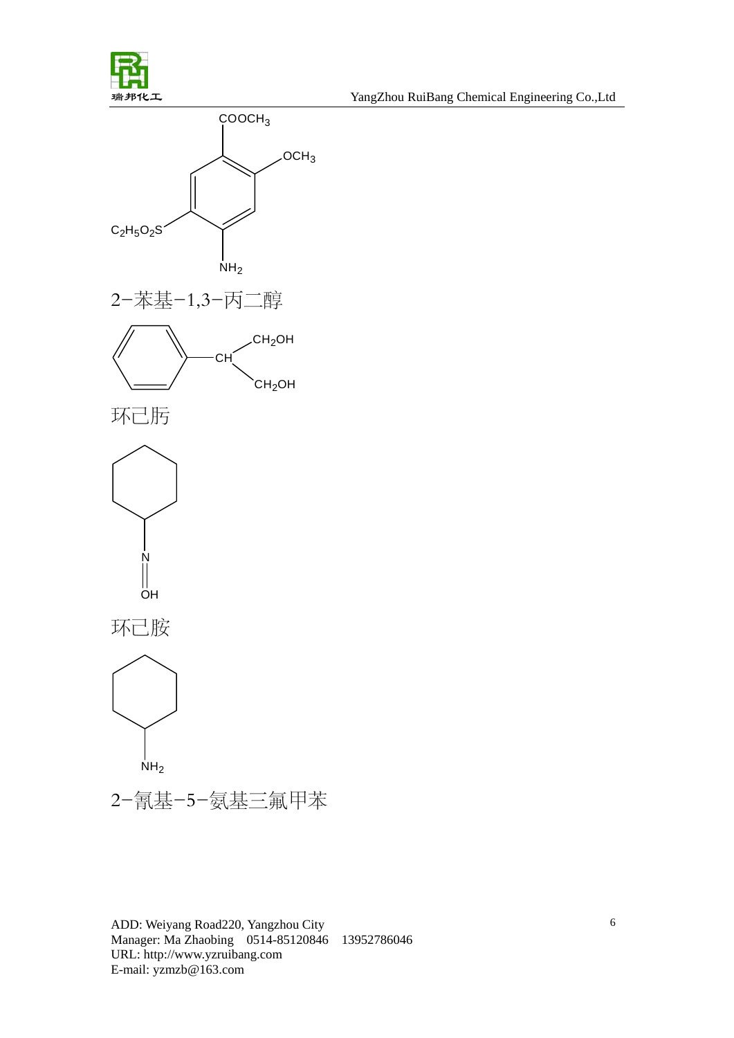$COOCH_3$

$OCH_3$

$C_2H_5O_2S$

$NH_2$

2−苯基−1,3−丙二醇

CH

$CH_2OH$

$CH_2OH$

环已肟

N

OH

环已胺

$NH_2$

2−氰基−5−氨基三氟甲苯

ADD: Weiyang Road220, Yangzhou City  
Manager: Ma Zhaobing 0514-85120846 13952786046  
URL: http://www.yzruibang.com  
E-mail: yzmzb@163.com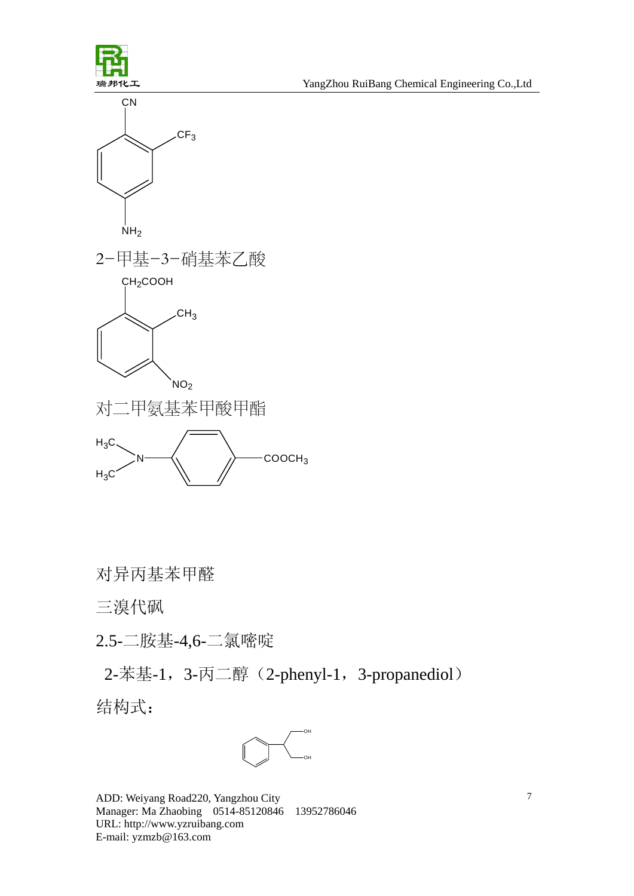CN

$CF_3$

$NH_2$

2−甲基−3−硝基苯乙酸

$CH_2COOH$

$CH_3$

$NO_2$

对二甲氨基苯甲酸甲酯

$H_3C$

N

$H_3C$

$COOCH_3$

对异丙基苯甲醛

三溴代砜

2.5-二胺基-4,6-二氯嘧啶

2-苯基-1，3-丙二醇（2-phenyl-1，3-propanediol）

结构式：

OH

OH

ADD: Weiyang Road220, Yangzhou City
Manager: Ma Zhaobing 0514-85120846 13952786046
URL: http://www.yzruibang.com
E-mail: yzmzb@163.com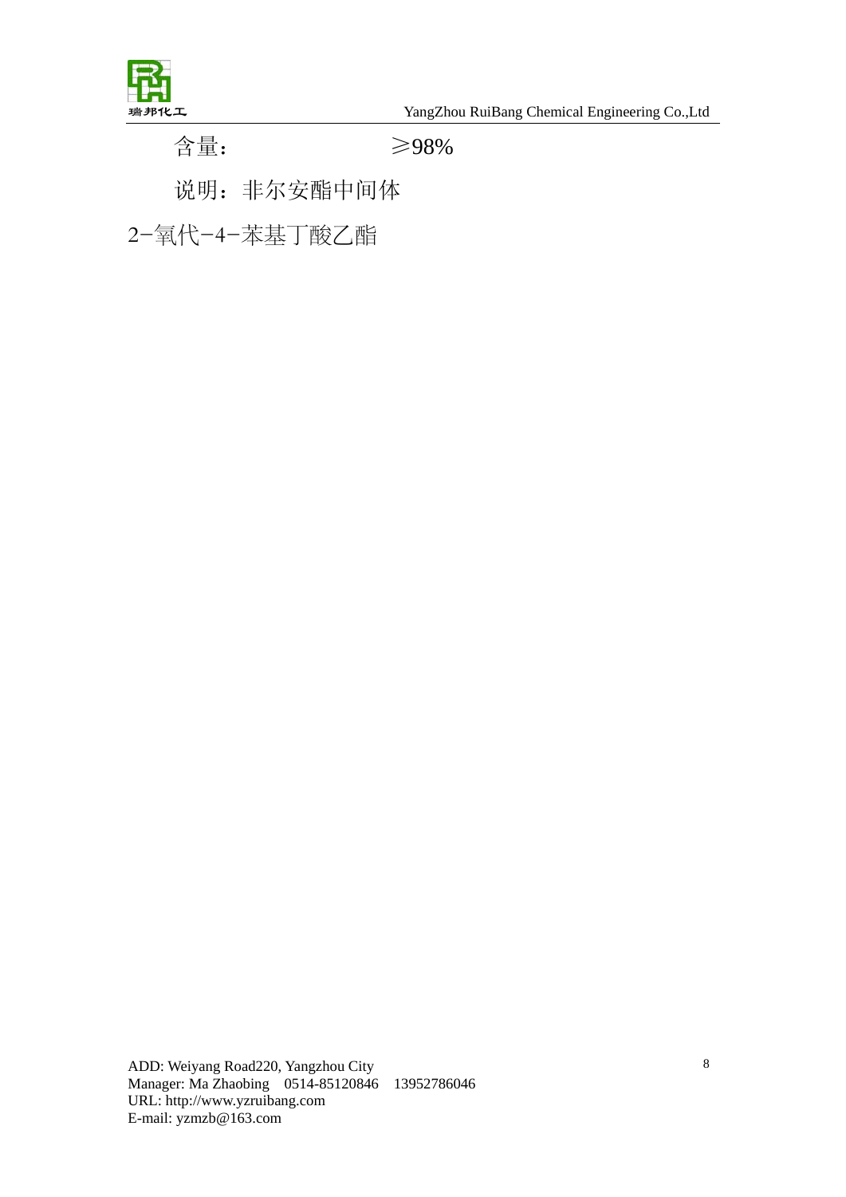含量： ≥98%

说明：非尔安酯中间体

2-氧代-4-苯基丁酸乙酯